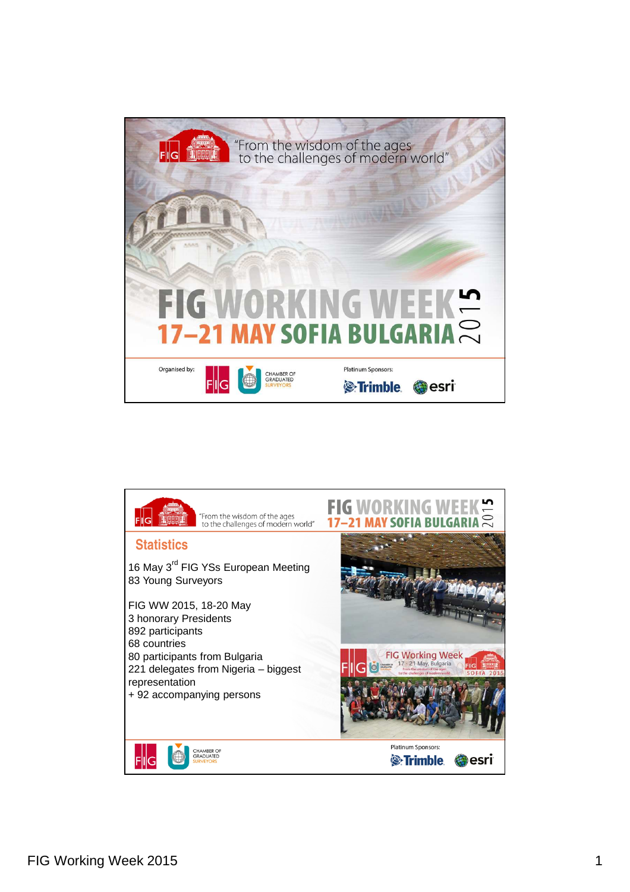"From the wisdom of the ages
to the challenges of modern world"

# FIG WORKING WEEK 2015
## 17–21 MAY SOFIA BULGARIA

Organised by: FIG, CHAMBER OF GRADUATED SURVEYORS

Platinum Sponsors: Trimble, esri

---

"From the wisdom of the ages
to the challenges of modern world"

FIG WORKING WEEK 2015
17–21 MAY SOFIA BULGARIA

## Statistics

16 May 3rd FIG YSs European Meeting
83 Young Surveyors

FIG WW 2015, 18-20 May
3 honorary Presidents
892 participants
68 countries
80 participants from Bulgaria
221 delegates from Nigeria – biggest representation
+ 92 accompanying persons

Platinum Sponsors: Trimble, esri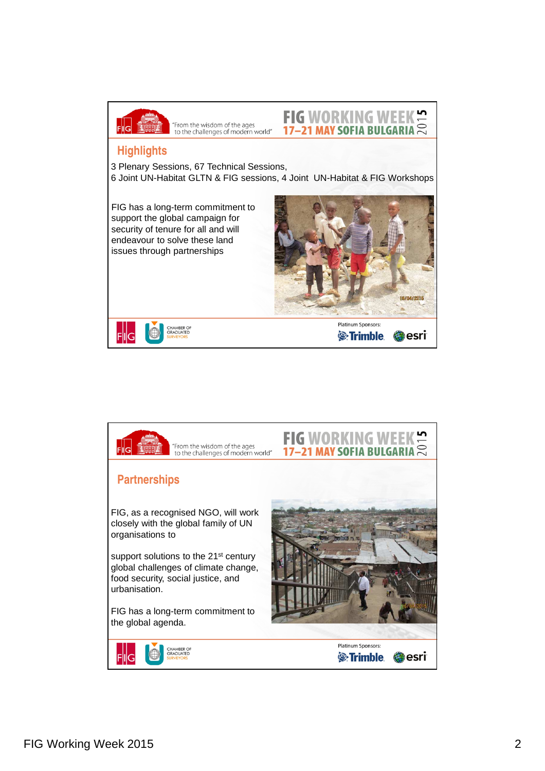## Highlights

3 Plenary Sessions, 67 Technical Sessions,
6 Joint UN-Habitat GLTN & FIG sessions, 4 Joint UN-Habitat & FIG Workshops

FIG has a long-term commitment to support the global campaign for security of tenure for all and will endeavour to solve these land issues through partnerships

## Partnerships

FIG, as a recognised NGO, will work closely with the global family of UN organisations to

support solutions to the 21st century global challenges of climate change, food security, social justice, and urbanisation.

FIG has a long-term commitment to the global agenda.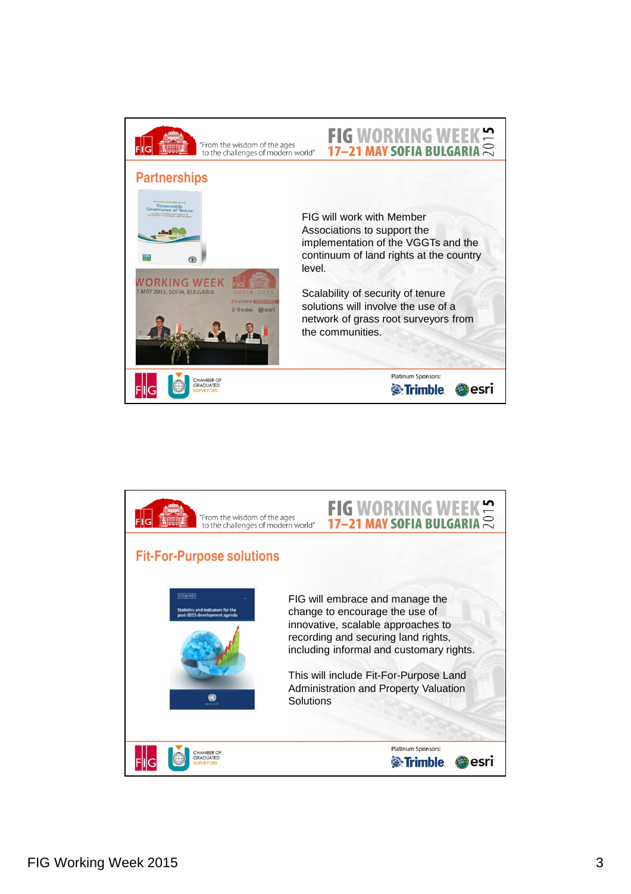## Partnerships

FIG will work with Member Associations to support the implementation of the VGGTs and the continuum of land rights at the country level.

Scalability of security of tenure solutions will involve the use of a network of grass root surveyors from the communities.

## Fit-For-Purpose solutions

FIG will embrace and manage the change to encourage the use of innovative, scalable approaches to recording and securing land rights, including informal and customary rights.

This will include Fit-For-Purpose Land Administration and Property Valuation Solutions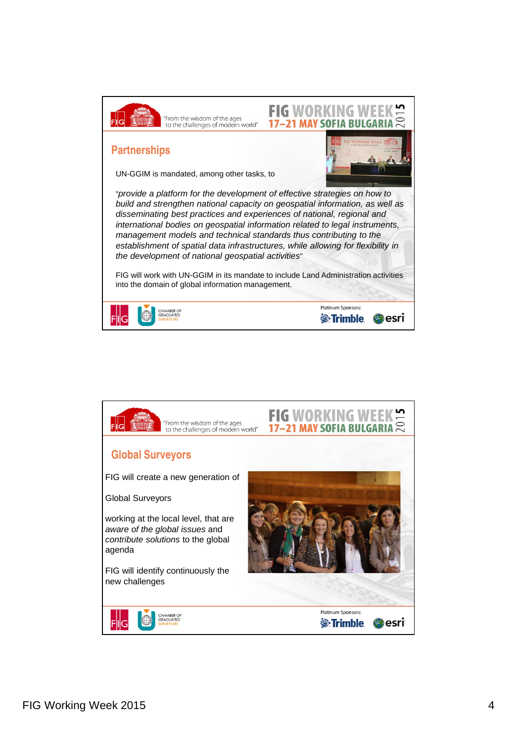## Partnerships

UN-GGIM is mandated, among other tasks, to

"*provide a platform for the development of effective strategies on how to build and strengthen national capacity on geospatial information, as well as disseminating best practices and experiences of national, regional and international bodies on geospatial information related to legal instruments, management models and technical standards thus contributing to the establishment of spatial data infrastructures, while allowing for flexibility in the development of national geospatial activities*"

FIG will work with UN-GGIM in its mandate to include Land Administration activities into the domain of global information management.

## Global Surveyors

FIG will create a new generation of

Global Surveyors

working at the local level, that are *aware of the global issues* and *contribute solutions* to the global agenda

FIG will identify continuously the new challenges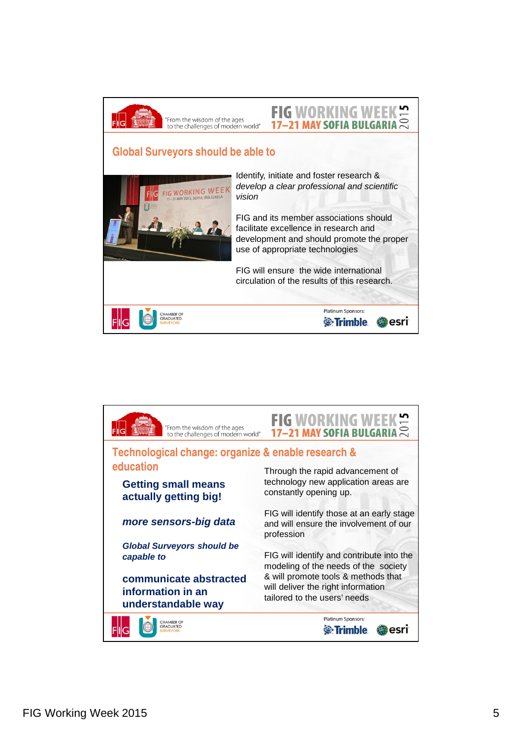## Global Surveyors should be able to

Identify, initiate and foster research & *develop a clear professional and scientific vision*

FIG and its member associations should facilitate excellence in research and development and should promote the proper use of appropriate technologies

FIG will ensure the wide international circulation of the results of this research.

## Technological change: organize & enable research & education

**Getting small means actually getting big!**

***more sensors-big data***

***Global Surveyors should be capable to***

**communicate abstracted information in an understandable way**

Through the rapid advancement of technology new application areas are constantly opening up.

FIG will identify those at an early stage and will ensure the involvement of our profession

FIG will identify and contribute into the modeling of the needs of the society & will promote tools & methods that will deliver the right information tailored to the users' needs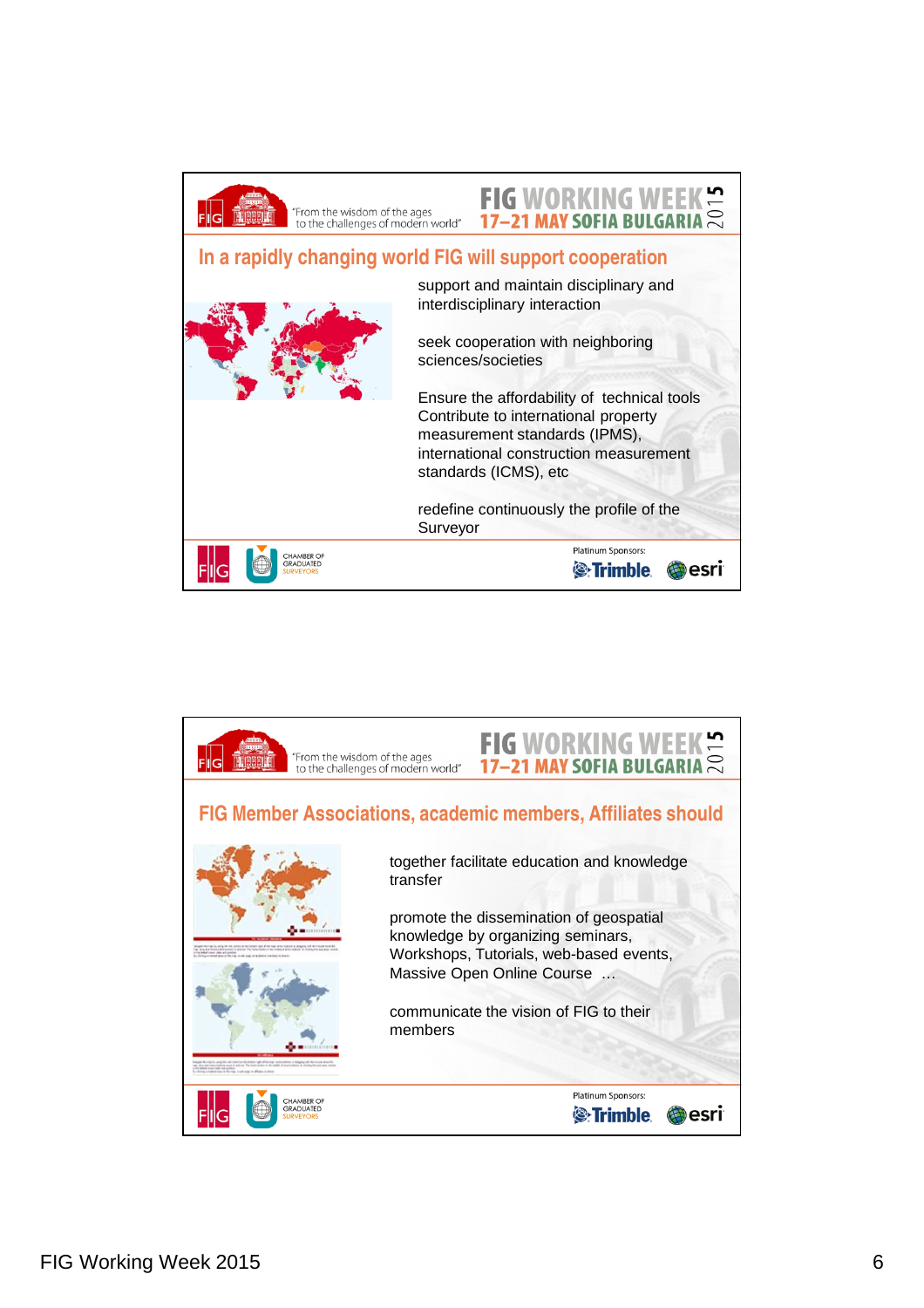## In a rapidly changing world FIG will support cooperation

support and maintain disciplinary and interdisciplinary interaction

seek cooperation with neighboring sciences/societies

Ensure the affordability of technical tools
Contribute to international property measurement standards (IPMS), international construction measurement standards (ICMS), etc

redefine continuously the profile of the Surveyor

## FIG Member Associations, academic members, Affiliates should

together facilitate education and knowledge transfer

promote the dissemination of geospatial knowledge by organizing seminars, Workshops, Tutorials, web-based events, Massive Open Online Course …

communicate the vision of FIG to their members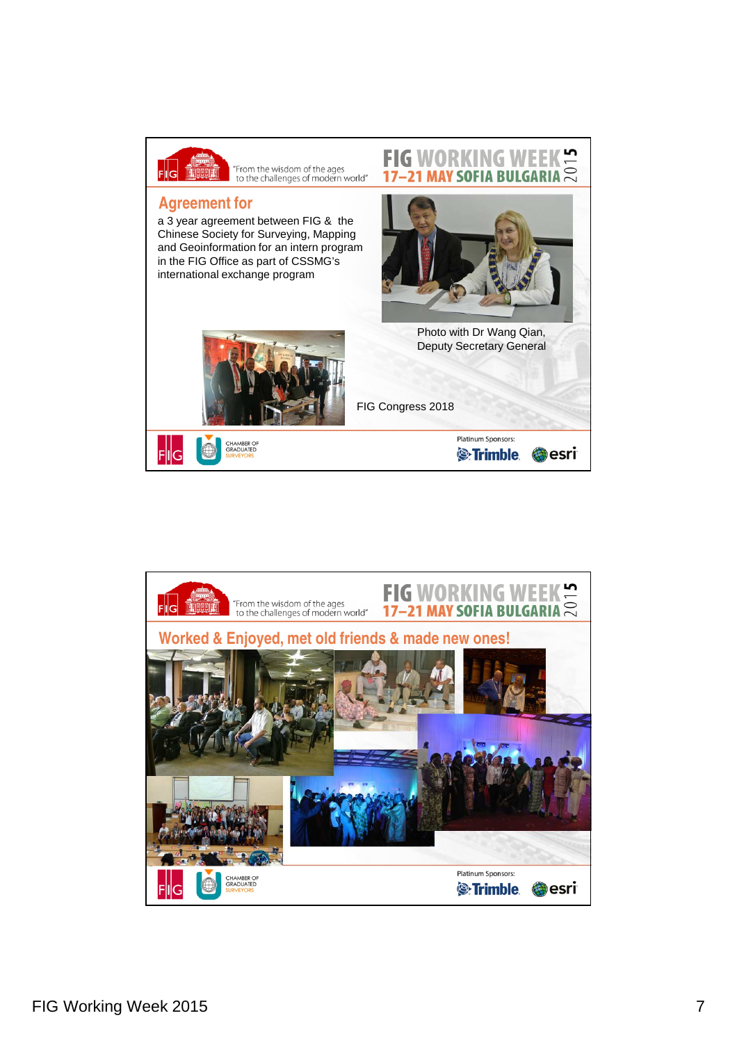## Agreement for

a 3 year agreement between FIG & the Chinese Society for Surveying, Mapping and Geoinformation for an intern program in the FIG Office as part of CSSMG's international exchange program

Photo with Dr Wang Qian, Deputy Secretary General

FIG Congress 2018

## Worked & Enjoyed, met old friends & made new ones!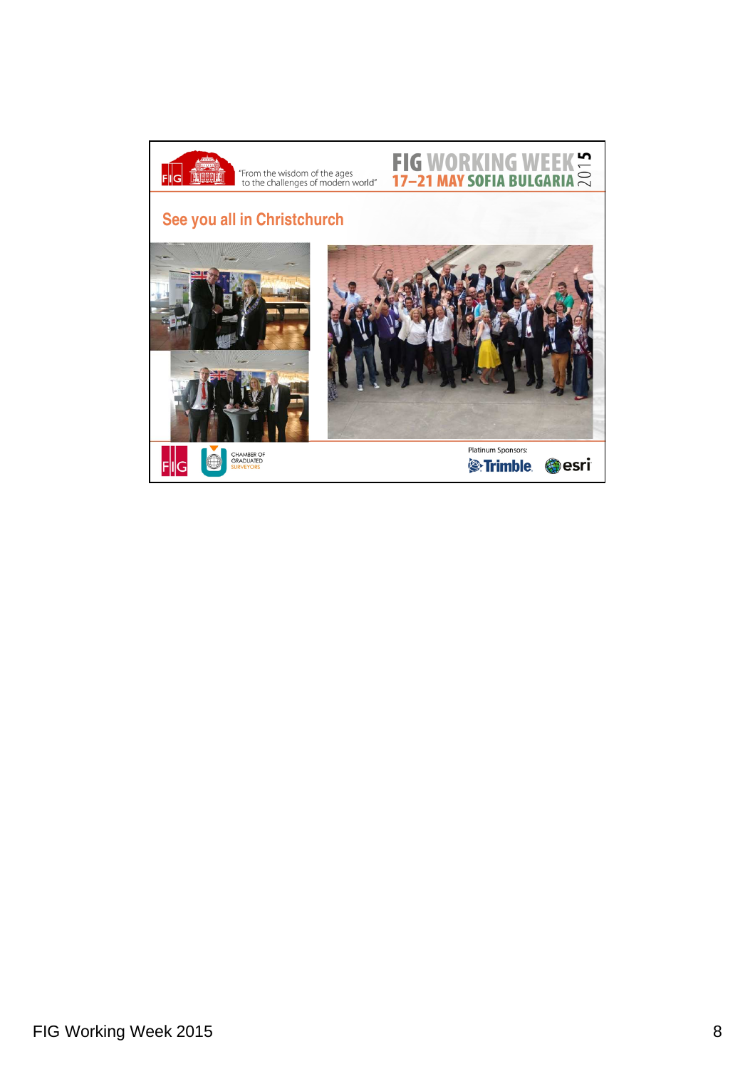"From the wisdom of the ages to the challenges of modern world"

FIG WORKING WEEK 2015
17–21 MAY SOFIA BULGARIA

## See you all in Christchurch

CHAMBER OF GRADUATED SURVEYORS

Platinum Sponsors:
Trimble
esri